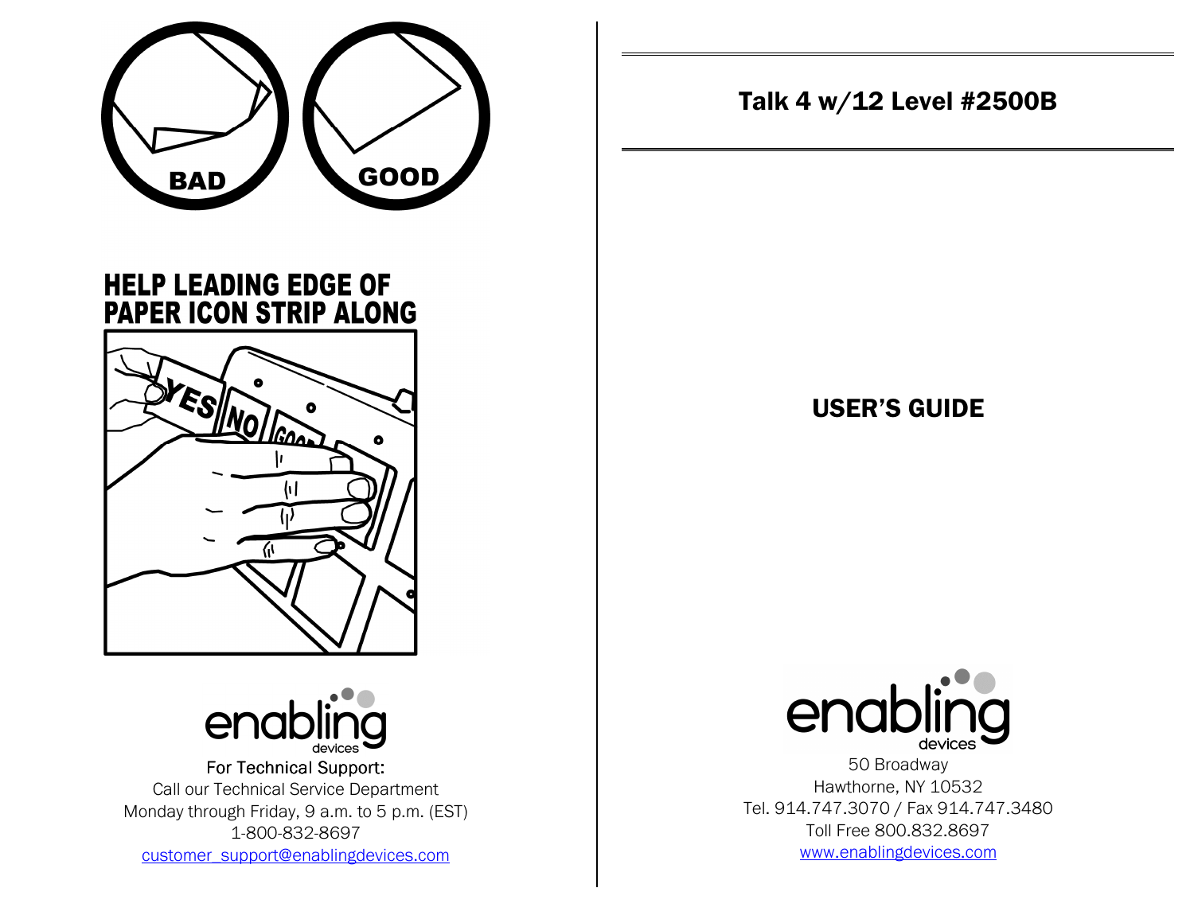BAD

GOOD

## HELP LEADING EDGE OF PAPER ICON STRIP ALONG

enabling devices

For Technical Support:

Call our Technical Service Department
Monday through Friday, 9 a.m. to 5 p.m. (EST)
1-800-832-8697
customer_support@enablingdevices.com

# Talk 4 w/12 Level #2500B

## USER'S GUIDE

enabling devices

50 Broadway
Hawthorne, NY 10532
Tel. 914.747.3070 / Fax 914.747.3480
Toll Free 800.832.8697
www.enablingdevices.com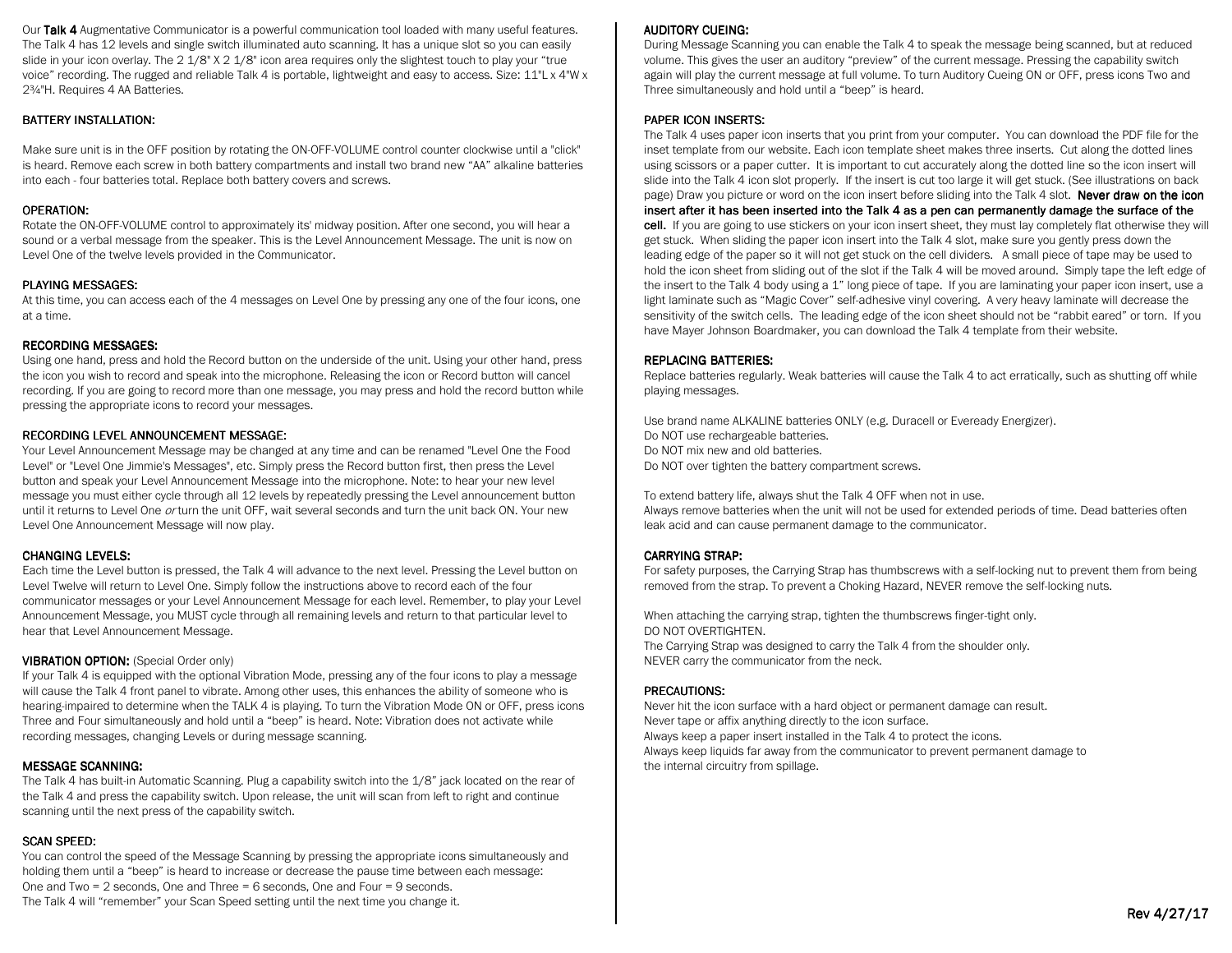Our **Talk 4** Augmentative Communicator is a powerful communication tool loaded with many useful features. The Talk 4 has 12 levels and single switch illuminated auto scanning. It has a unique slot so you can easily slide in your icon overlay. The 2 1/8" X 2 1/8" icon area requires only the slightest touch to play your "true voice" recording. The rugged and reliable Talk 4 is portable, lightweight and easy to access. Size: 11"L x 4"W x 2¾"H. Requires 4 AA Batteries.

## BATTERY INSTALLATION:

Make sure unit is in the OFF position by rotating the ON-OFF-VOLUME control counter clockwise until a "click" is heard. Remove each screw in both battery compartments and install two brand new "AA" alkaline batteries into each - four batteries total. Replace both battery covers and screws.

## OPERATION:

Rotate the ON-OFF-VOLUME control to approximately its' midway position. After one second, you will hear a sound or a verbal message from the speaker. This is the Level Announcement Message. The unit is now on Level One of the twelve levels provided in the Communicator.

## PLAYING MESSAGES:

At this time, you can access each of the 4 messages on Level One by pressing any one of the four icons, one at a time.

## RECORDING MESSAGES:

Using one hand, press and hold the Record button on the underside of the unit. Using your other hand, press the icon you wish to record and speak into the microphone. Releasing the icon or Record button will cancel recording. If you are going to record more than one message, you may press and hold the record button while pressing the appropriate icons to record your messages.

## RECORDING LEVEL ANNOUNCEMENT MESSAGE:

Your Level Announcement Message may be changed at any time and can be renamed "Level One the Food Level" or "Level One Jimmie's Messages", etc. Simply press the Record button first, then press the Level button and speak your Level Announcement Message into the microphone. Note: to hear your new level message you must either cycle through all 12 levels by repeatedly pressing the Level announcement button until it returns to Level One *or* turn the unit OFF, wait several seconds and turn the unit back ON. Your new Level One Announcement Message will now play.

## CHANGING LEVELS:

Each time the Level button is pressed, the Talk 4 will advance to the next level. Pressing the Level button on Level Twelve will return to Level One. Simply follow the instructions above to record each of the four communicator messages or your Level Announcement Message for each level. Remember, to play your Level Announcement Message, you MUST cycle through all remaining levels and return to that particular level to hear that Level Announcement Message.

## VIBRATION OPTION: (Special Order only)

If your Talk 4 is equipped with the optional Vibration Mode, pressing any of the four icons to play a message will cause the Talk 4 front panel to vibrate. Among other uses, this enhances the ability of someone who is hearing-impaired to determine when the TALK 4 is playing. To turn the Vibration Mode ON or OFF, press icons Three and Four simultaneously and hold until a "beep" is heard. Note: Vibration does not activate while recording messages, changing Levels or during message scanning.

## MESSAGE SCANNING:

The Talk 4 has built-in Automatic Scanning. Plug a capability switch into the 1/8" jack located on the rear of the Talk 4 and press the capability switch. Upon release, the unit will scan from left to right and continue scanning until the next press of the capability switch.

## SCAN SPEED:

You can control the speed of the Message Scanning by pressing the appropriate icons simultaneously and holding them until a "beep" is heard to increase or decrease the pause time between each message:
One and Two = 2 seconds, One and Three = 6 seconds, One and Four = 9 seconds.
The Talk 4 will "remember" your Scan Speed setting until the next time you change it.

## AUDITORY CUEING:

During Message Scanning you can enable the Talk 4 to speak the message being scanned, but at reduced volume. This gives the user an auditory "preview" of the current message. Pressing the capability switch again will play the current message at full volume. To turn Auditory Cueing ON or OFF, press icons Two and Three simultaneously and hold until a "beep" is heard.

## PAPER ICON INSERTS:

The Talk 4 uses paper icon inserts that you print from your computer. You can download the PDF file for the inset template from our website. Each icon template sheet makes three inserts. Cut along the dotted lines using scissors or a paper cutter. It is important to cut accurately along the dotted line so the icon insert will slide into the Talk 4 icon slot properly. If the insert is cut too large it will get stuck. (See illustrations on back page) Draw you picture or word on the icon insert before sliding into the Talk 4 slot. **Never draw on the icon insert after it has been inserted into the Talk 4 as a pen can permanently damage the surface of the cell.** If you are going to use stickers on your icon insert sheet, they must lay completely flat otherwise they will get stuck. When sliding the paper icon insert into the Talk 4 slot, make sure you gently press down the leading edge of the paper so it will not get stuck on the cell dividers. A small piece of tape may be used to hold the icon sheet from sliding out of the slot if the Talk 4 will be moved around. Simply tape the left edge of the insert to the Talk 4 body using a 1" long piece of tape. If you are laminating your paper icon insert, use a light laminate such as "Magic Cover" self-adhesive vinyl covering. A very heavy laminate will decrease the sensitivity of the switch cells. The leading edge of the icon sheet should not be "rabbit eared" or torn. If you have Mayer Johnson Boardmaker, you can download the Talk 4 template from their website.

## REPLACING BATTERIES:

Replace batteries regularly. Weak batteries will cause the Talk 4 to act erratically, such as shutting off while playing messages.

Use brand name ALKALINE batteries ONLY (e.g. Duracell or Eveready Energizer).
Do NOT use rechargeable batteries.
Do NOT mix new and old batteries.
Do NOT over tighten the battery compartment screws.

To extend battery life, always shut the Talk 4 OFF when not in use.
Always remove batteries when the unit will not be used for extended periods of time. Dead batteries often leak acid and can cause permanent damage to the communicator.

## CARRYING STRAP:

For safety purposes, the Carrying Strap has thumbscrews with a self-locking nut to prevent them from being removed from the strap. To prevent a Choking Hazard, NEVER remove the self-locking nuts.

When attaching the carrying strap, tighten the thumbscrews finger-tight only.
DO NOT OVERTIGHTEN.
The Carrying Strap was designed to carry the Talk 4 from the shoulder only.
NEVER carry the communicator from the neck.

## PRECAUTIONS:

Never hit the icon surface with a hard object or permanent damage can result.
Never tape or affix anything directly to the icon surface.
Always keep a paper insert installed in the Talk 4 to protect the icons.
Always keep liquids far away from the communicator to prevent permanent damage to the internal circuitry from spillage.

Rev 4/27/17